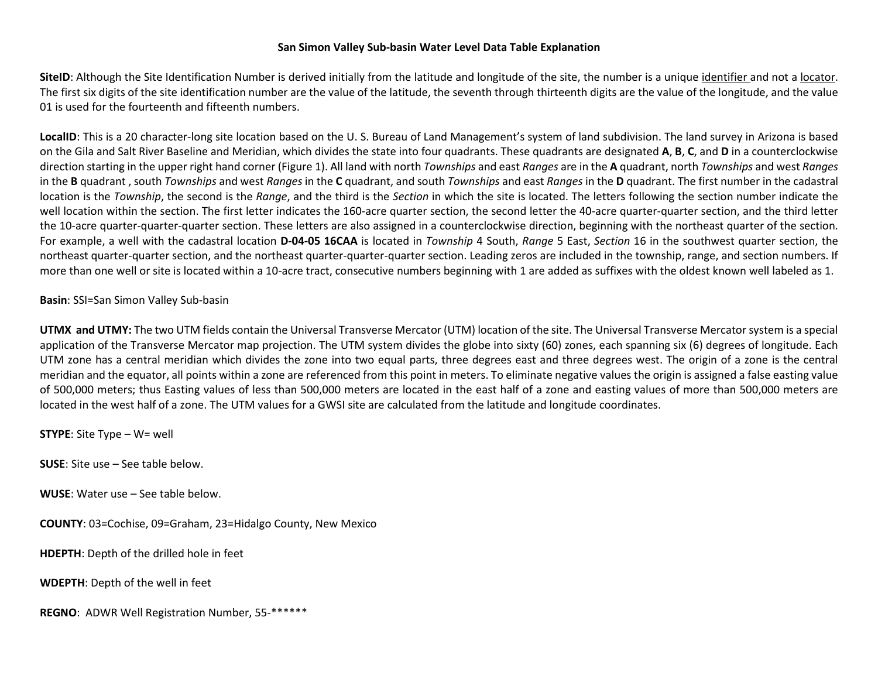# San Simon Valley Sub-basin Water Level Data Table Explanation

**SiteID**: Although the Site Identification Number is derived initially from the latitude and longitude of the site, the number is a unique identifier and not a locator. The first six digits of the site identification number are the value of the latitude, the seventh through thirteenth digits are the value of the longitude, and the value 01 is used for the fourteenth and fifteenth numbers.

**LocalID**: This is a 20 character-long site location based on the U. S. Bureau of Land Management's system of land subdivision. The land survey in Arizona is based on the Gila and Salt River Baseline and Meridian, which divides the state into four quadrants. These quadrants are designated **A**, **B**, **C**, and **D** in a counterclockwise direction starting in the upper right hand corner (Figure 1). All land with north *Townships* and east *Ranges* are in the **A** quadrant, north *Townships* and west *Ranges* in the **B** quadrant , south *Townships* and west *Ranges* in the **C** quadrant, and south *Townships* and east *Ranges* in the **D** quadrant. The first number in the cadastral location is the *Township*, the second is the *Range*, and the third is the *Section* in which the site is located. The letters following the section number indicate the well location within the section. The first letter indicates the 160-acre quarter section, the second letter the 40-acre quarter-quarter section, and the third letter the 10-acre quarter-quarter-quarter section. These letters are also assigned in a counterclockwise direction, beginning with the northeast quarter of the section. For example, a well with the cadastral location **D-04-05 16CAA** is located in *Township* 4 South, *Range* 5 East, *Section* 16 in the southwest quarter section, the northeast quarter-quarter section, and the northeast quarter-quarter-quarter section. Leading zeros are included in the township, range, and section numbers. If more than one well or site is located within a 10-acre tract, consecutive numbers beginning with 1 are added as suffixes with the oldest known well labeled as 1.

**Basin**: SSI=San Simon Valley Sub-basin

**UTMX and UTMY:** The two UTM fields contain the Universal Transverse Mercator (UTM) location of the site. The Universal Transverse Mercator system is a special application of the Transverse Mercator map projection. The UTM system divides the globe into sixty (60) zones, each spanning six (6) degrees of longitude. Each UTM zone has a central meridian which divides the zone into two equal parts, three degrees east and three degrees west. The origin of a zone is the central meridian and the equator, all points within a zone are referenced from this point in meters. To eliminate negative values the origin is assigned a false easting value of 500,000 meters; thus Easting values of less than 500,000 meters are located in the east half of a zone and easting values of more than 500,000 meters are located in the west half of a zone. The UTM values for a GWSI site are calculated from the latitude and longitude coordinates.

**STYPE**: Site Type – W= well

**SUSE**: Site use – See table below.

**WUSE**: Water use – See table below.

**COUNTY**: 03=Cochise, 09=Graham, 23=Hidalgo County, New Mexico

**HDEPTH**: Depth of the drilled hole in feet

**WDEPTH**: Depth of the well in feet

**REGNO**: ADWR Well Registration Number, 55-******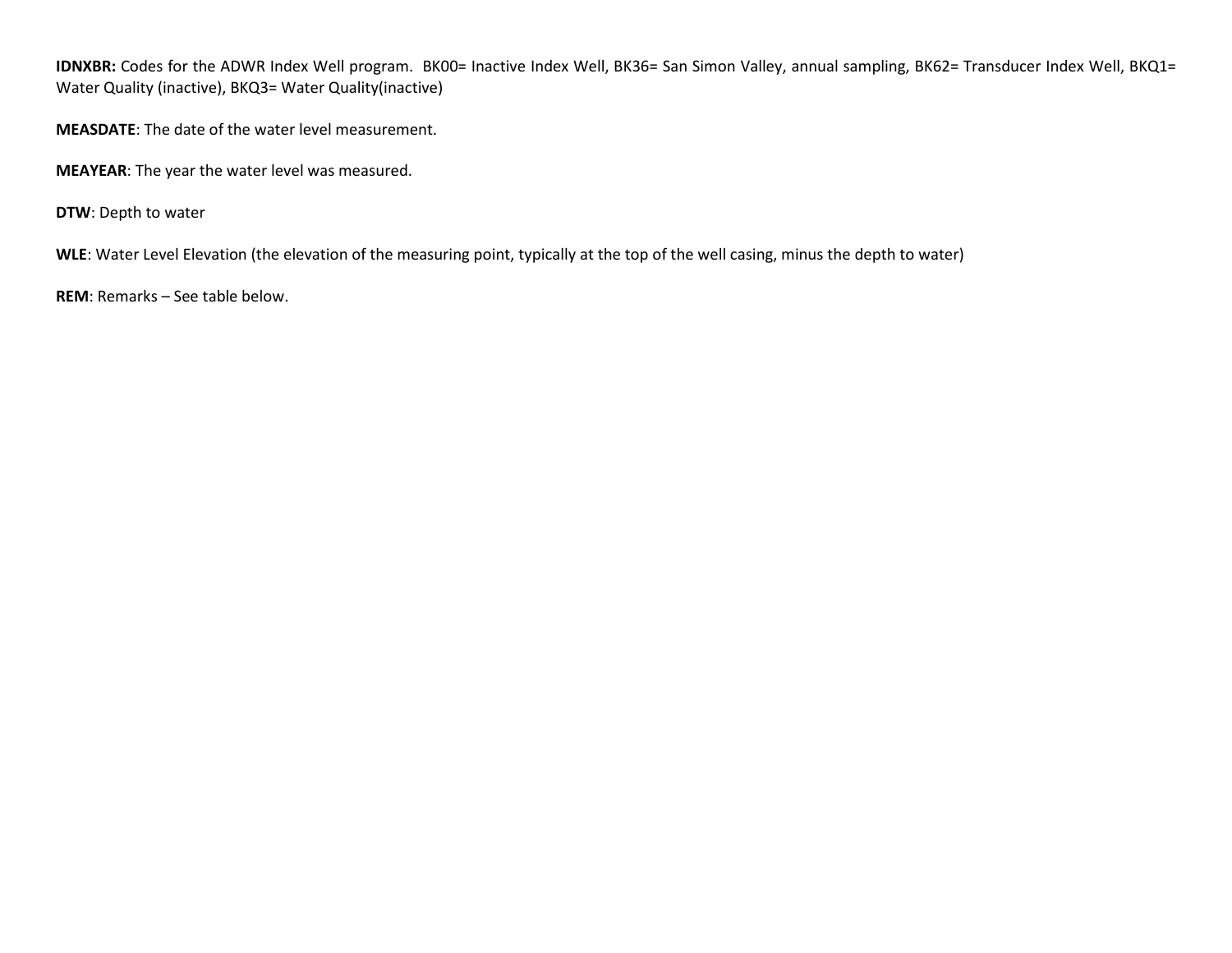**IDNXBR:** Codes for the ADWR Index Well program. BK00= Inactive Index Well, BK36= San Simon Valley, annual sampling, BK62= Transducer Index Well, BKQ1= Water Quality (inactive), BKQ3= Water Quality(inactive)

**MEASDATE**: The date of the water level measurement.

**MEAYEAR**: The year the water level was measured.

**DTW**: Depth to water

**WLE**: Water Level Elevation (the elevation of the measuring point, typically at the top of the well casing, minus the depth to water)

**REM**: Remarks – See table below.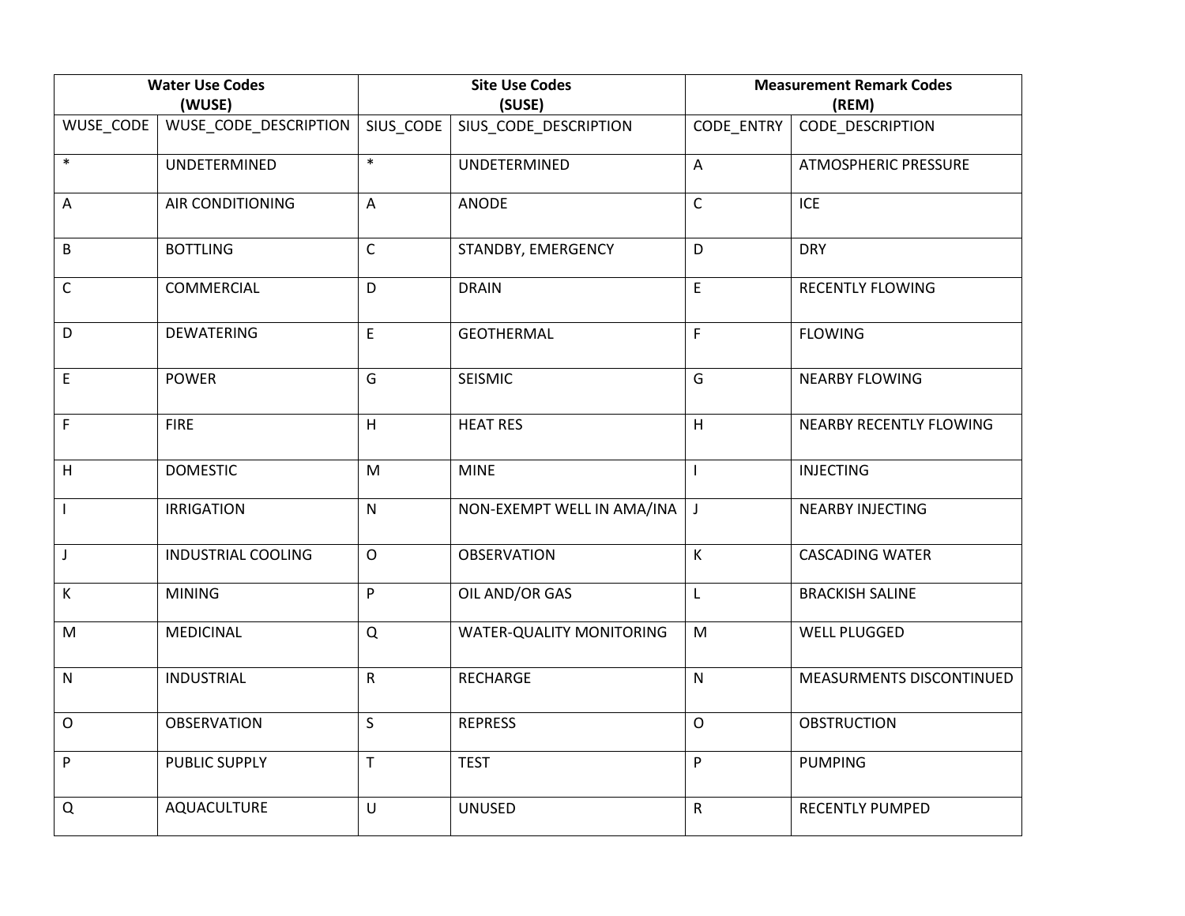| Water Use Codes (WUSE) | | Site Use Codes (SUSE) | | Measurement Remark Codes (REM) | |
|---|---|---|---|---|---|
| WUSE_CODE | WUSE_CODE_DESCRIPTION | SIUS_CODE | SIUS_CODE_DESCRIPTION | CODE_ENTRY | CODE_DESCRIPTION |
| * | UNDETERMINED | * | UNDETERMINED | A | ATMOSPHERIC PRESSURE |
| A | AIR CONDITIONING | A | ANODE | C | ICE |
| B | BOTTLING | C | STANDBY, EMERGENCY | D | DRY |
| C | COMMERCIAL | D | DRAIN | E | RECENTLY FLOWING |
| D | DEWATERING | E | GEOTHERMAL | F | FLOWING |
| E | POWER | G | SEISMIC | G | NEARBY FLOWING |
| F | FIRE | H | HEAT RES | H | NEARBY RECENTLY FLOWING |
| H | DOMESTIC | M | MINE | I | INJECTING |
| I | IRRIGATION | N | NON-EXEMPT WELL IN AMA/INA | J | NEARBY INJECTING |
| J | INDUSTRIAL COOLING | O | OBSERVATION | K | CASCADING WATER |
| K | MINING | P | OIL AND/OR GAS | L | BRACKISH SALINE |
| M | MEDICINAL | Q | WATER-QUALITY MONITORING | M | WELL PLUGGED |
| N | INDUSTRIAL | R | RECHARGE | N | MEASURMENTS DISCONTINUED |
| O | OBSERVATION | S | REPRESS | O | OBSTRUCTION |
| P | PUBLIC SUPPLY | T | TEST | P | PUMPING |
| Q | AQUACULTURE | U | UNUSED | R | RECENTLY PUMPED |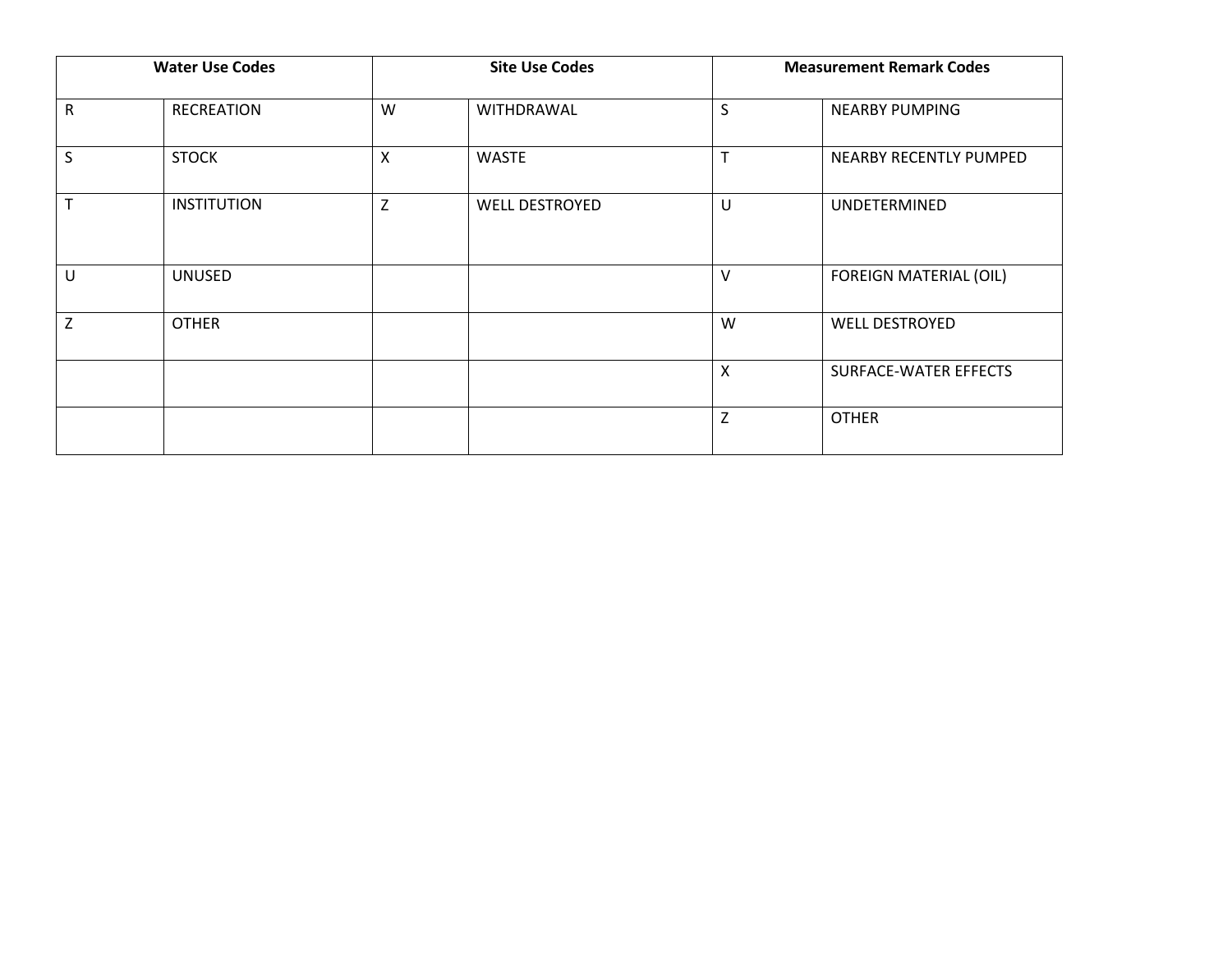| Water Use Codes | | Site Use Codes | | Measurement Remark Codes | |
|---|---|---|---|---|---|
| R | RECREATION | W | WITHDRAWAL | S | NEARBY PUMPING |
| S | STOCK | X | WASTE | T | NEARBY RECENTLY PUMPED |
| T | INSTITUTION | Z | WELL DESTROYED | U | UNDETERMINED |
| U | UNUSED | | | V | FOREIGN MATERIAL (OIL) |
| Z | OTHER | | | W | WELL DESTROYED |
| | | | | X | SURFACE-WATER EFFECTS |
| | | | | Z | OTHER |